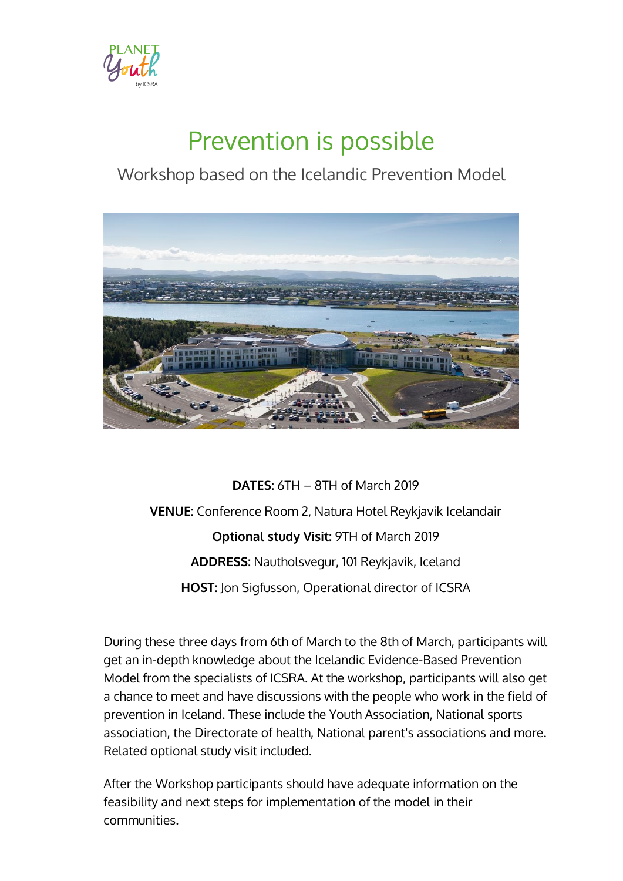# Prevention is possible

## Workshop based on the Icelandic Prevention Model

**DATES:** 6TH – 8TH of March 2019

**VENUE:** Conference Room 2, Natura Hotel Reykjavik Icelandair

**Optional study Visit:** 9TH of March 2019

**ADDRESS:** Nautholsvegur, 101 Reykjavik, Iceland

**HOST:** Jon Sigfusson, Operational director of ICSRA

During these three days from 6th of March to the 8th of March, participants will get an in-depth knowledge about the Icelandic Evidence-Based Prevention Model from the specialists of ICSRA. At the workshop, participants will also get a chance to meet and have discussions with the people who work in the field of prevention in Iceland. These include the Youth Association, National sports association, the Directorate of health, National parent's associations and more. Related optional study visit included.

After the Workshop participants should have adequate information on the feasibility and next steps for implementation of the model in their communities.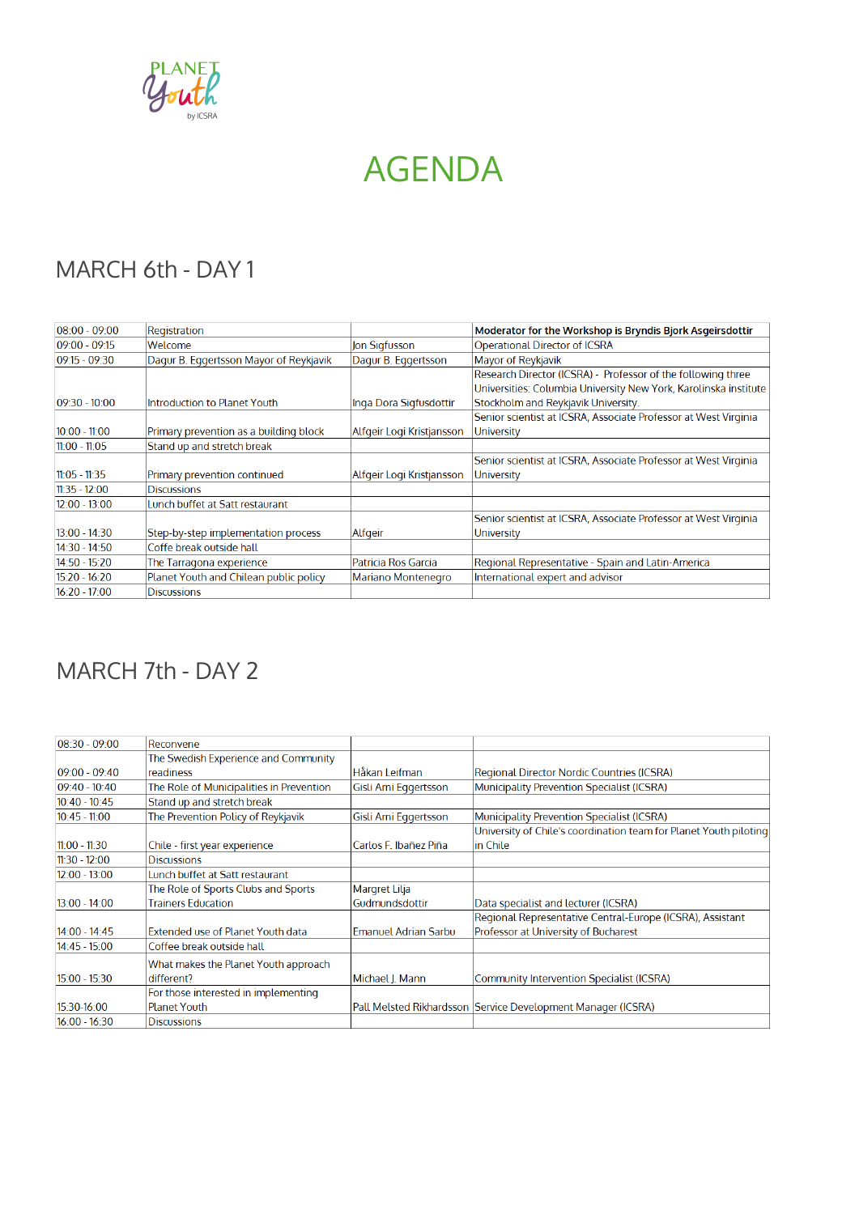# AGENDA

## MARCH 6th - DAY 1

| | | | |
|---|---|---|---|
| 08:00 - 09:00 | Registration | | **Moderator for the Workshop is Bryndis Bjork Asgeirsdottir** |
| 09:00 - 09:15 | Welcome | Jon Sigfusson | Operational Director of ICSRA |
| 09:15 - 09:30 | Dagur B. Eggertsson Mayor of Reykjavik | Dagur B. Eggertsson | Mayor of Reykjavik |
| 09:30 - 10:00 | Introduction to Planet Youth | Inga Dora Sigfusdottir | Research Director (ICSRA) - Professor of the following three Universities: Columbia University New York, Karolinska institute Stockholm and Reykjavik University. |
| 10:00 - 11:00 | Primary prevention as a building block | Alfgeir Logi Kristjansson | Senior scientist at ICSRA, Associate Professor at West Virginia University |
| 11:00 - 11:05 | Stand up and stretch break | | |
| 11:05 - 11:35 | Primary prevention continued | Alfgeir Logi Kristjansson | Senior scientist at ICSRA, Associate Professor at West Virginia University |
| 11:35 - 12:00 | Discussions | | |
| 12:00 - 13:00 | Lunch buffet at Satt restaurant | | |
| 13:00 - 14:30 | Step-by-step implementation process | Alfgeir | Senior scientist at ICSRA, Associate Professor at West Virginia University |
| 14:30 - 14:50 | Coffe break outside hall | | |
| 14:50 - 15:20 | The Tarragona experience | Patricia Ros Garcia | Regional Representative - Spain and Latin-America |
| 15:20 - 16:20 | Planet Youth and Chilean public policy | Mariano Montenegro | International expert and advisor |
| 16:20 - 17:00 | Discussions | | |

## MARCH 7th - DAY 2

| | | | |
|---|---|---|---|
| 08:30 - 09:00 | Reconvene | | |
| 09:00 - 09:40 | The Swedish Experience and Community readiness | Håkan Leifman | Regional Director Nordic Countries (ICSRA) |
| 09:40 - 10:40 | The Role of Municipalities in Prevention | Gisli Arni Eggertsson | Municipality Prevention Specialist (ICSRA) |
| 10:40 - 10:45 | Stand up and stretch break | | |
| 10:45 - 11:00 | The Prevention Policy of Reykjavik | Gisli Arni Eggertsson | Municipality Prevention Specialist (ICSRA) |
| 11:00 - 11:30 | Chile - first year experience | Carlos F. Ibañez Piña | University of Chile's coordination team for Planet Youth piloting in Chile |
| 11:30 - 12:00 | Discussions | | |
| 12:00 - 13:00 | Lunch buffet at Satt restaurant | | |
| 13:00 - 14:00 | The Role of Sports Clubs and Sports Trainers Education | Margret Lilja Gudmundsdottir | Data specialist and lecturer (ICSRA) |
| 14:00 - 14:45 | Extended use of Planet Youth data | Emanuel Adrian Sarbu | Regional Representative Central-Europe (ICSRA), Assistant Professor at University of Bucharest |
| 14:45 - 15:00 | Coffee break outside hall | | |
| 15:00 - 15:30 | What makes the Planet Youth approach different? | Michael J. Mann | Community Intervention Specialist (ICSRA) |
| 15:30-16:00 | For those interested in implementing Planet Youth | Pall Melsted Rikhardsson | Service Development Manager (ICSRA) |
| 16:00 - 16:30 | Discussions | | |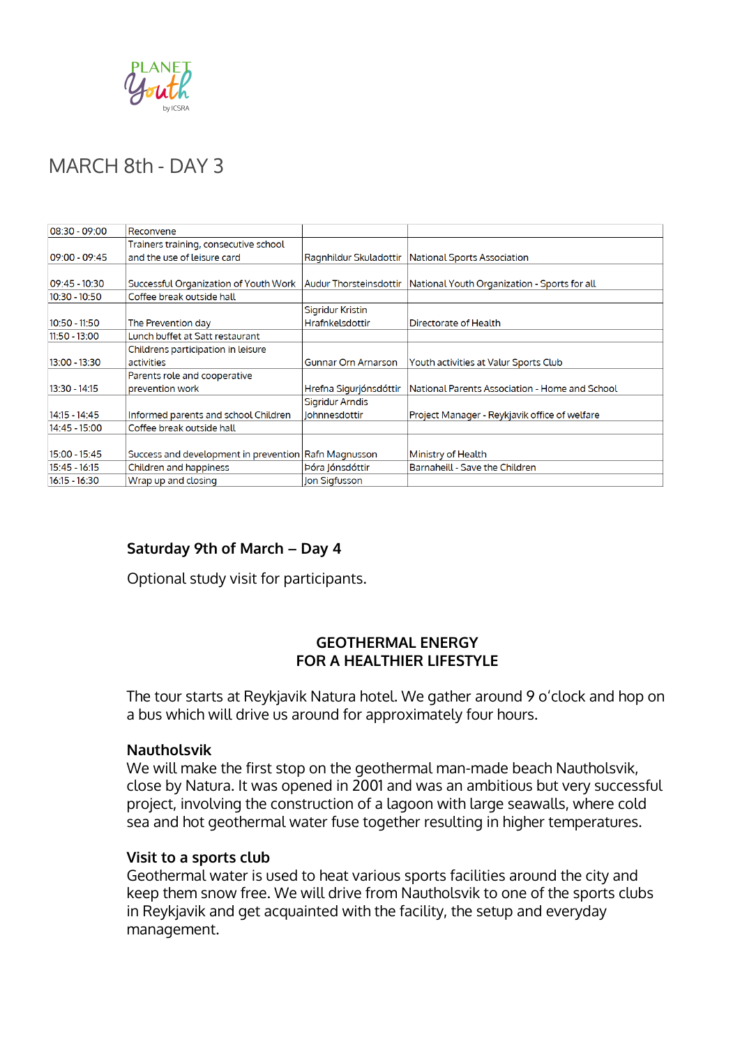# MARCH 8th - DAY 3

| | | | |
|---|---|---|---|
| 08:30 - 09:00 | Reconvene | | |
| 09:00 - 09:45 | Trainers training, consecutive school and the use of leisure card | Ragnhildur Skuladottir | National Sports Association |
| 09:45 - 10:30 | Successful Organization of Youth Work | Audur Thorsteinsdottir | National Youth Organization - Sports for all |
| 10:30 - 10:50 | Coffee break outside hall | | |
| 10:50 - 11:50 | The Prevention day | Sigridur Kristin Hrafnkelsdottir | Directorate of Health |
| 11:50 - 13:00 | Lunch buffet at Satt restaurant | | |
| 13:00 - 13:30 | Childrens participation in leisure activities | Gunnar Orn Arnarson | Youth activities at Valur Sports Club |
| 13:30 - 14:15 | Parents role and cooperative prevention work | Hrefna Sigurjónsdóttir | National Parents Association - Home and School |
| 14:15 - 14:45 | Informed parents and school Children | Sigridur Arndis Johnnesdottir | Project Manager - Reykjavik office of welfare |
| 14:45 - 15:00 | Coffee break outside hall | | |
| 15:00 - 15:45 | Success and development in prevention | Rafn Magnusson | Ministry of Health |
| 15:45 - 16:15 | Children and happiness | Þóra Jónsdóttir | Barnaheill - Save the Children |
| 16:15 - 16:30 | Wrap up and closing | Jon Sigfusson | |

## Saturday 9th of March – Day 4

Optional study visit for participants.

### GEOTHERMAL ENERGY FOR A HEALTHIER LIFESTYLE

The tour starts at Reykjavik Natura hotel. We gather around 9 o'clock and hop on a bus which will drive us around for approximately four hours.

**Nautholsvik**

We will make the first stop on the geothermal man-made beach Nautholsvik, close by Natura. It was opened in 2001 and was an ambitious but very successful project, involving the construction of a lagoon with large seawalls, where cold sea and hot geothermal water fuse together resulting in higher temperatures.

**Visit to a sports club**

Geothermal water is used to heat various sports facilities around the city and keep them snow free. We will drive from Nautholsvik to one of the sports clubs in Reykjavik and get acquainted with the facility, the setup and everyday management.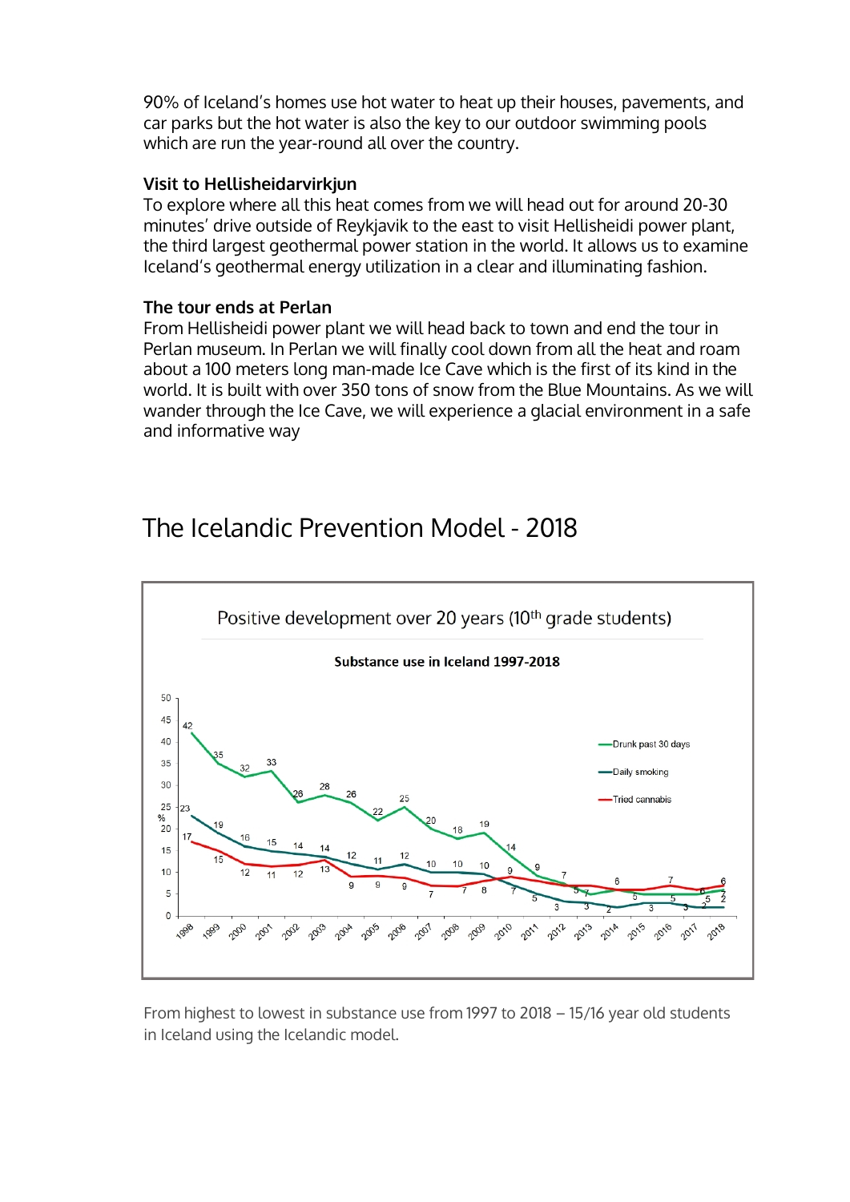90% of Iceland's homes use hot water to heat up their houses, pavements, and car parks but the hot water is also the key to our outdoor swimming pools which are run the year-round all over the country.

**Visit to Hellisheidarvirkjun**
To explore where all this heat comes from we will head out for around 20-30 minutes' drive outside of Reykjavik to the east to visit Hellisheidi power plant, the third largest geothermal power station in the world. It allows us to examine Iceland's geothermal energy utilization in a clear and illuminating fashion.

**The tour ends at Perlan**
From Hellisheidi power plant we will head back to town and end the tour in Perlan museum. In Perlan we will finally cool down from all the heat and roam about a 100 meters long man-made Ice Cave which is the first of its kind in the world. It is built with over 350 tons of snow from the Blue Mountains. As we will wander through the Ice Cave, we will experience a glacial environment in a safe and informative way

# The Icelandic Prevention Model - 2018

Positive development over 20 years (10th grade students)

**Substance use in Iceland 1997-2018**

%

0, 5, 10, 15, 20, 25, 30, 35, 40, 45, 50

1998, 1999, 2000, 2001, 2002, 2003, 2004, 2005, 2006, 2007, 2008, 2009, 2010, 2011, 2012, 2013, 2014, 2015, 2016, 2017, 2018

Drunk past 30 days: 42, 35, 32, 33, 26, 28, 26, 22, 25, 20, 18, 19, 14, 9, 7, 5, 6, 5, 5, 5, 7

Daily smoking: 23, 19, 16, 15, 14, 14, 12, 11, 12, 10, 10, 10, 7, 5, 3, 3, 2, 3, 3, 2, 2

Tried cannabis: 17, 15, 12, 11, 12, 13, 9, 9, 9, 7, 7, 8, 9, 7, 7, 7, 6, 6, 7, 6, 6

From highest to lowest in substance use from 1997 to 2018 – 15/16 year old students in Iceland using the Icelandic model.